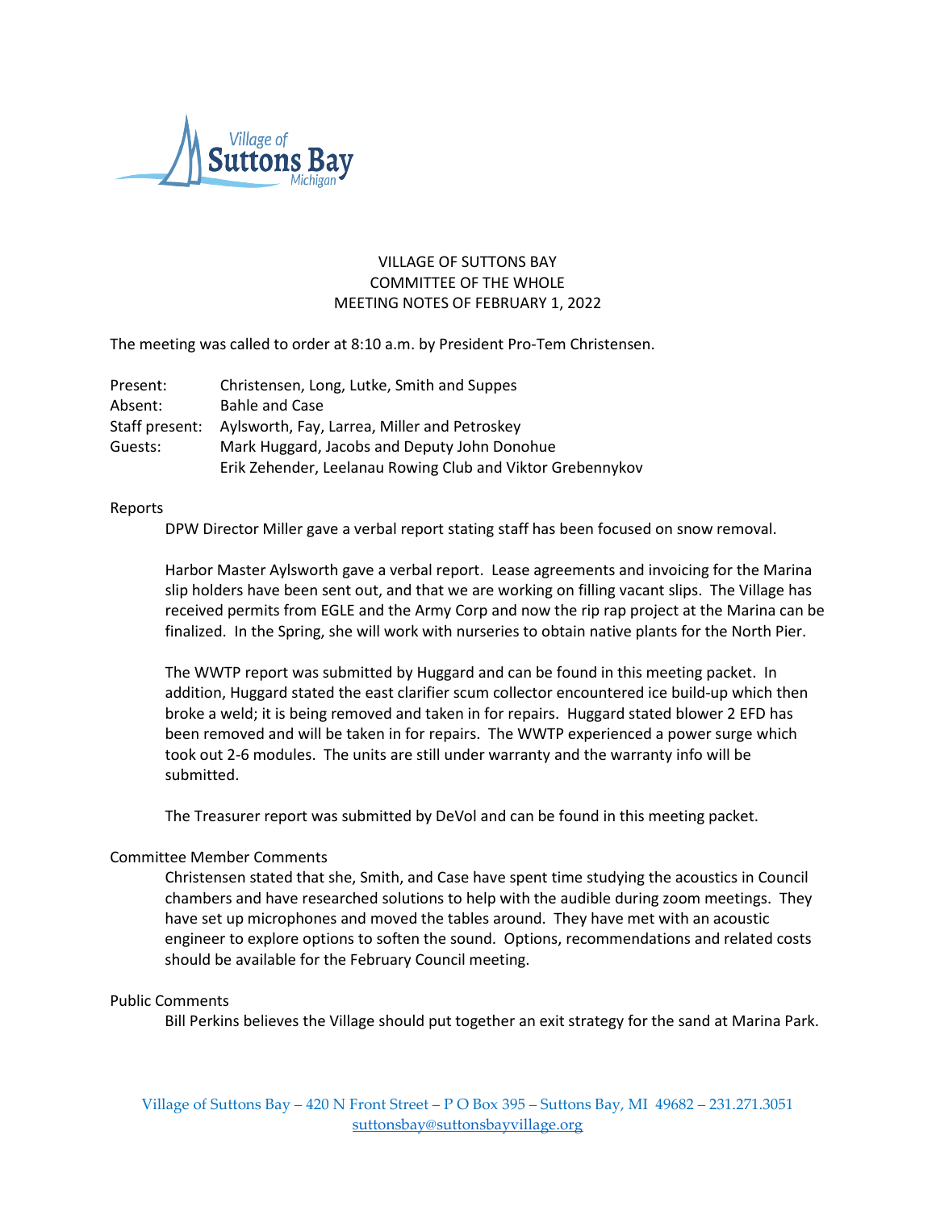VILLAGE OF SUTTONS BAY
COMMITTEE OF THE WHOLE
MEETING NOTES OF FEBRUARY 1, 2022

The meeting was called to order at 8:10 a.m. by President Pro-Tem Christensen.

| | |
|---|---|
| Present: | Christensen, Long, Lutke, Smith and Suppes |
| Absent: | Bahle and Case |
| Staff present: | Aylsworth, Fay, Larrea, Miller and Petroskey |
| Guests: | Mark Huggard, Jacobs and Deputy John Donohue |
| | Erik Zehender, Leelanau Rowing Club and Viktor Grebennykov |

Reports

DPW Director Miller gave a verbal report stating staff has been focused on snow removal.

Harbor Master Aylsworth gave a verbal report. Lease agreements and invoicing for the Marina slip holders have been sent out, and that we are working on filling vacant slips. The Village has received permits from EGLE and the Army Corp and now the rip rap project at the Marina can be finalized. In the Spring, she will work with nurseries to obtain native plants for the North Pier.

The WWTP report was submitted by Huggard and can be found in this meeting packet. In addition, Huggard stated the east clarifier scum collector encountered ice build-up which then broke a weld; it is being removed and taken in for repairs. Huggard stated blower 2 EFD has been removed and will be taken in for repairs. The WWTP experienced a power surge which took out 2-6 modules. The units are still under warranty and the warranty info will be submitted.

The Treasurer report was submitted by DeVol and can be found in this meeting packet.

Committee Member Comments

Christensen stated that she, Smith, and Case have spent time studying the acoustics in Council chambers and have researched solutions to help with the audible during zoom meetings. They have set up microphones and moved the tables around. They have met with an acoustic engineer to explore options to soften the sound. Options, recommendations and related costs should be available for the February Council meeting.

Public Comments

Bill Perkins believes the Village should put together an exit strategy for the sand at Marina Park.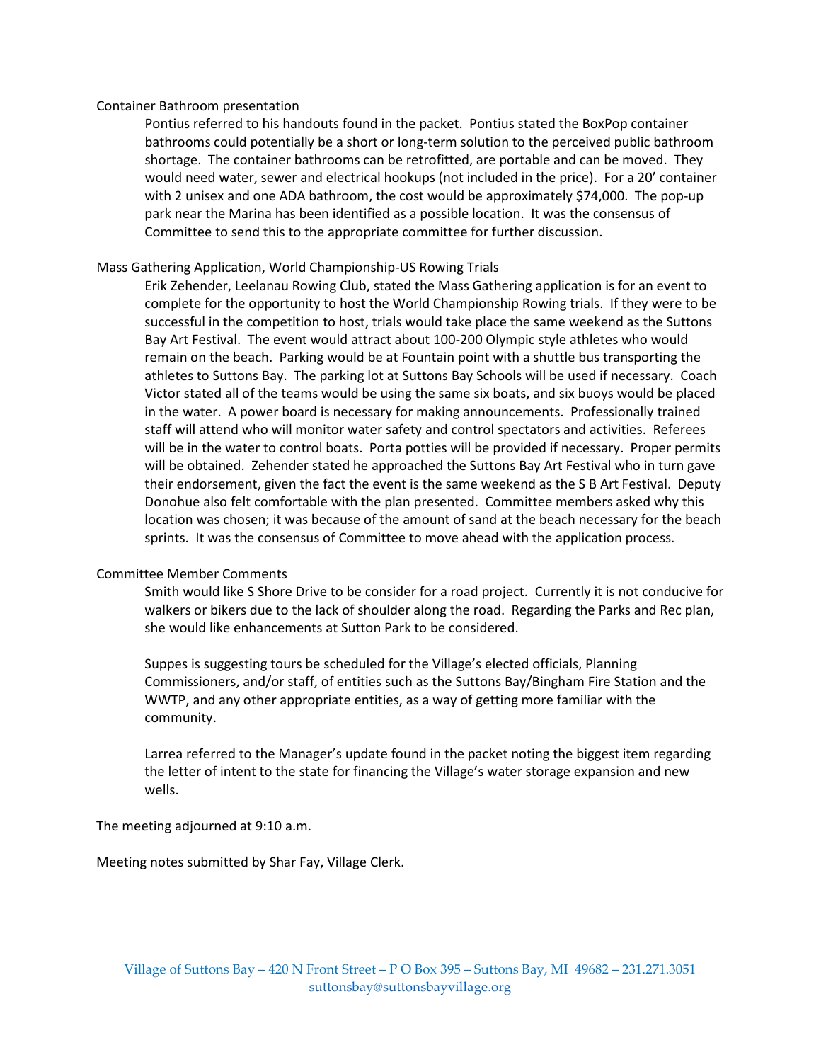Container Bathroom presentation

Pontius referred to his handouts found in the packet. Pontius stated the BoxPop container bathrooms could potentially be a short or long-term solution to the perceived public bathroom shortage. The container bathrooms can be retrofitted, are portable and can be moved. They would need water, sewer and electrical hookups (not included in the price). For a 20' container with 2 unisex and one ADA bathroom, the cost would be approximately $74,000. The pop-up park near the Marina has been identified as a possible location. It was the consensus of Committee to send this to the appropriate committee for further discussion.

Mass Gathering Application, World Championship-US Rowing Trials

Erik Zehender, Leelanau Rowing Club, stated the Mass Gathering application is for an event to complete for the opportunity to host the World Championship Rowing trials. If they were to be successful in the competition to host, trials would take place the same weekend as the Suttons Bay Art Festival. The event would attract about 100-200 Olympic style athletes who would remain on the beach. Parking would be at Fountain point with a shuttle bus transporting the athletes to Suttons Bay. The parking lot at Suttons Bay Schools will be used if necessary. Coach Victor stated all of the teams would be using the same six boats, and six buoys would be placed in the water. A power board is necessary for making announcements. Professionally trained staff will attend who will monitor water safety and control spectators and activities. Referees will be in the water to control boats. Porta potties will be provided if necessary. Proper permits will be obtained. Zehender stated he approached the Suttons Bay Art Festival who in turn gave their endorsement, given the fact the event is the same weekend as the S B Art Festival. Deputy Donohue also felt comfortable with the plan presented. Committee members asked why this location was chosen; it was because of the amount of sand at the beach necessary for the beach sprints. It was the consensus of Committee to move ahead with the application process.

Committee Member Comments

Smith would like S Shore Drive to be consider for a road project. Currently it is not conducive for walkers or bikers due to the lack of shoulder along the road. Regarding the Parks and Rec plan, she would like enhancements at Sutton Park to be considered.

Suppes is suggesting tours be scheduled for the Village's elected officials, Planning Commissioners, and/or staff, of entities such as the Suttons Bay/Bingham Fire Station and the WWTP, and any other appropriate entities, as a way of getting more familiar with the community.

Larrea referred to the Manager's update found in the packet noting the biggest item regarding the letter of intent to the state for financing the Village's water storage expansion and new wells.

The meeting adjourned at 9:10 a.m.

Meeting notes submitted by Shar Fay, Village Clerk.